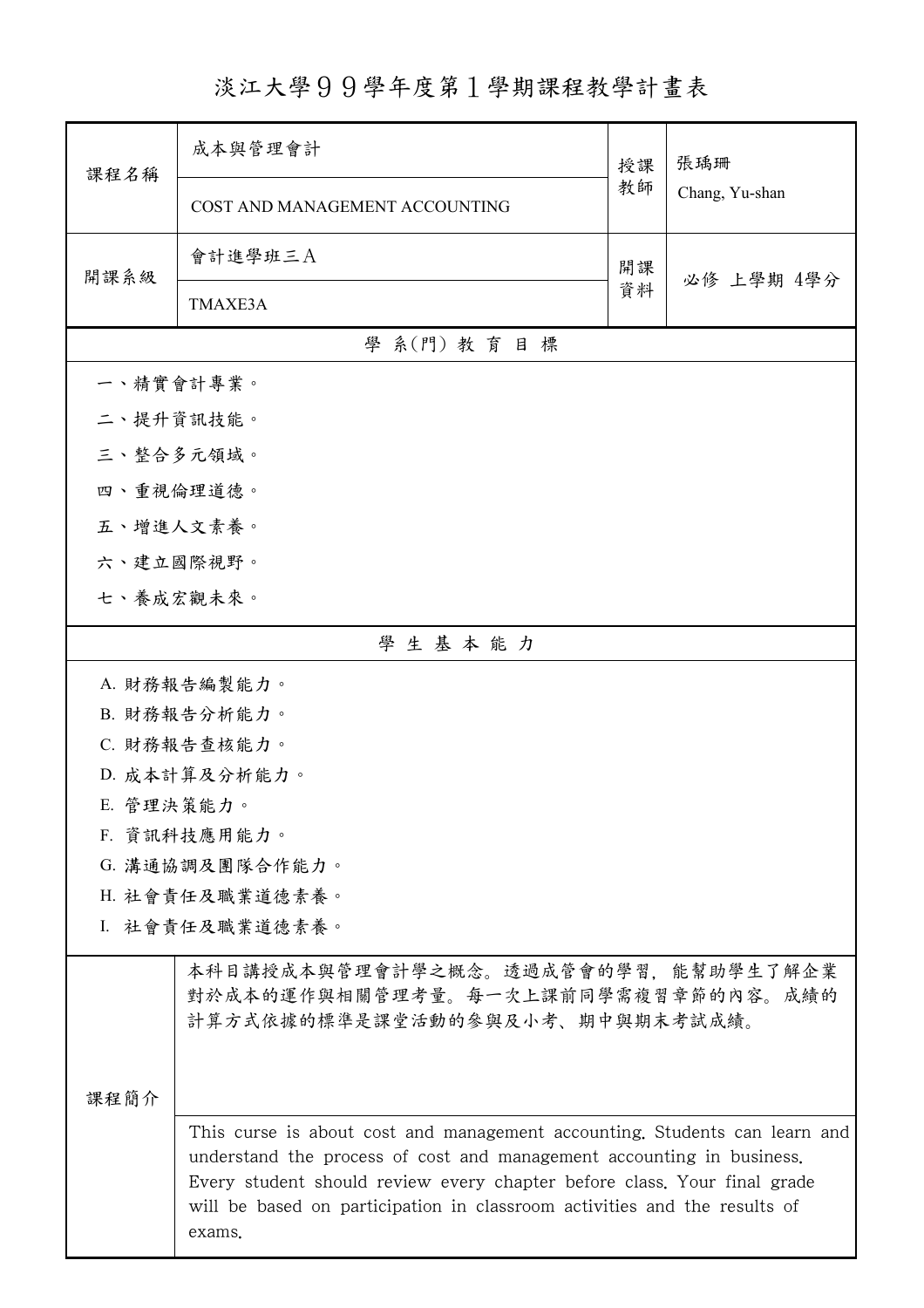# 淡江大學９９學年度第１學期課程教學計畫表

| 課程名稱 | 成本與管理會計 | 授課教師 | 張瑀珊 |
| --- | --- | --- | --- |
| | COST AND MANAGEMENT ACCOUNTING | | Chang, Yu-shan |
| 開課系級 | 會計進學班三Ａ | 開課資料 | 必修 上學期 4學分 |
| | TMAXE3A | | |

## 學 系(門) 教 育 目 標

一、精實會計專業。

二、提升資訊技能。

三、整合多元領域。

四、重視倫理道德。

五、增進人文素養。

六、建立國際視野。

七、養成宏觀未來。

## 學 生 基 本 能 力

A. 財務報告編製能力。

B. 財務報告分析能力。

C. 財務報告查核能力。

D. 成本計算及分析能力。

E. 管理決策能力。

F. 資訊科技應用能力。

G. 溝通協調及團隊合作能力。

H. 社會責任及職業道德素養。

I. 社會責任及職業道德素養。

## 課程簡介

本科目講授成本與管理會計學之概念。透過成管會的學習，能幫助學生了解企業對於成本的運作與相關管理考量。每一次上課前同學需複習章節的內容。成績的計算方式依據的標準是課堂活動的參與及小考、期中與期末考試成績。

This curse is about cost and management accounting. Students can learn and understand the process of cost and management accounting in business. Every student should review every chapter before class. Your final grade will be based on participation in classroom activities and the results of exams.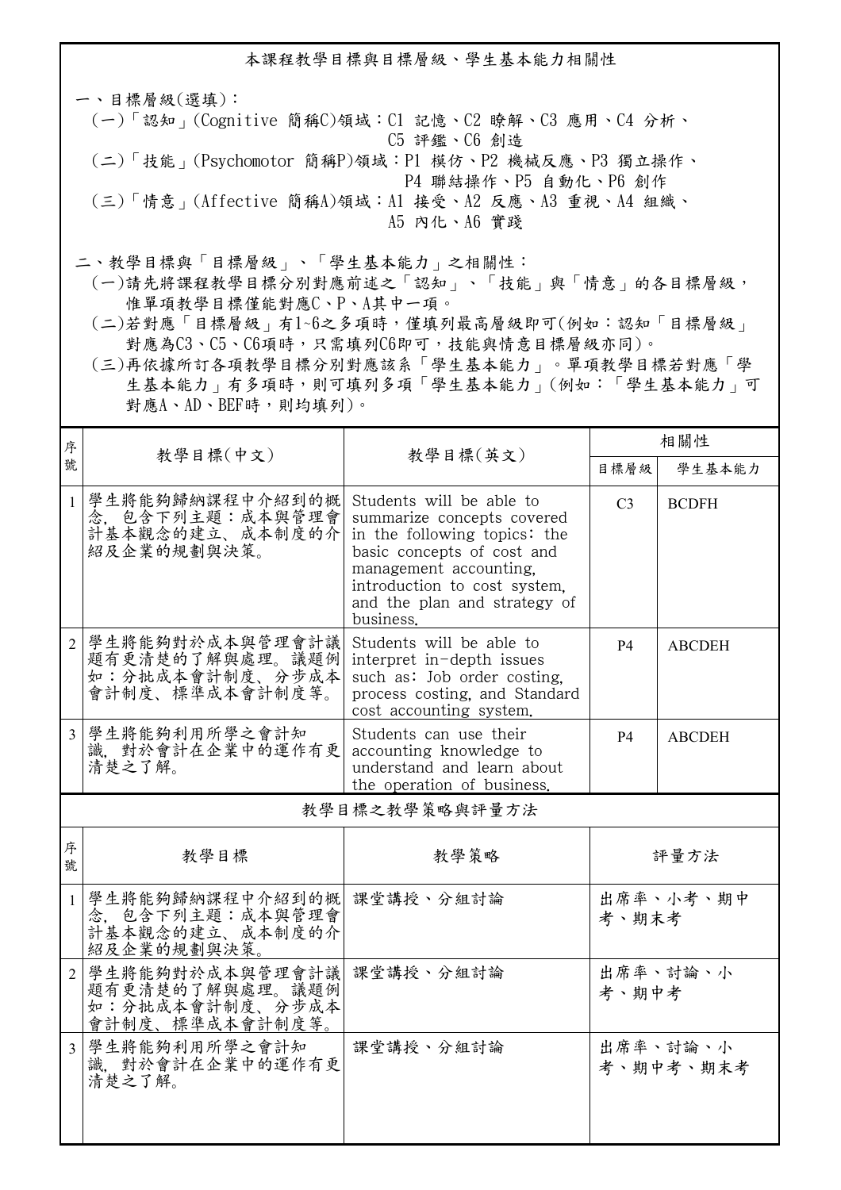## 本課程教學目標與目標層級、學生基本能力相關性

一、目標層級(選填)：

(一)「認知」(Cognitive 簡稱C)領域：C1 記憶、C2 瞭解、C3 應用、C4 分析、C5 評鑑、C6 創造

(二)「技能」(Psychomotor 簡稱P)領域：P1 模仿、P2 機械反應、P3 獨立操作、P4 聯結操作、P5 自動化、P6 創作

(三)「情意」(Affective 簡稱A)領域：A1 接受、A2 反應、A3 重視、A4 組織、A5 內化、A6 實踐

二、教學目標與「目標層級」、「學生基本能力」之相關性：

(一)請先將課程教學目標分別對應前述之「認知」、「技能」與「情意」的各目標層級，惟單項教學目標僅能對應C、P、A其中一項。

(二)若對應「目標層級」有1~6之多項時，僅填列最高層級即可(例如：認知「目標層級」對應為C3、C5、C6項時，只需填列C6即可，技能與情意目標層級亦同)。

(三)再依據所訂各項教學目標分別對應該系「學生基本能力」。單項教學目標若對應「學生基本能力」有多項時，則可填列多項「學生基本能力」(例如：「學生基本能力」可對應A、AD、BEF時，則均填列)。

| 序號 | 教學目標(中文) | 教學目標(英文) | 相關性 | |
|---|---|---|---|---|
| | | | 目標層級 | 學生基本能力 |
| 1 | 學生將能夠歸納課程中介紹到的概念，包含下列主題：成本與管理會計基本觀念的建立、成本制度的介紹及企業的規劃與決策。 | Students will be able to summarize concepts covered in the following topics: the basic concepts of cost and management accounting, introduction to cost system, and the plan and strategy of business. | C3 | BCDFH |
| 2 | 學生將能夠對於成本與管理會計議題有更清楚的了解與處理。議題例如：分批成本會計制度、分步成本會計制度、標準成本會計制度等。 | Students will be able to interpret in-depth issues such as: Job order costing, process costing, and Standard cost accounting system. | P4 | ABCDEH |
| 3 | 學生將能夠利用所學之會計知識，對於會計在企業中的運作有更清楚之了解。 | Students can use their accounting knowledge to understand and learn about the operation of business. | P4 | ABCDEH |

## 教學目標之教學策略與評量方法

| 序號 | 教學目標 | 教學策略 | 評量方法 |
|---|---|---|---|
| 1 | 學生將能夠歸納課程中介紹到的概念，包含下列主題：成本與管理會計基本觀念的建立、成本制度的介紹及企業的規劃與決策。 | 課堂講授、分組討論 | 出席率、小考、期中考、期末考 |
| 2 | 學生將能夠對於成本與管理會計議題有更清楚的了解與處理。議題例如：分批成本會計制度、分步成本會計制度、標準成本會計制度等。 | 課堂講授、分組討論 | 出席率、討論、小考、期中考 |
| 3 | 學生將能夠利用所學之會計知識，對於會計在企業中的運作有更清楚之了解。 | 課堂講授、分組討論 | 出席率、討論、小考、期中考、期末考 |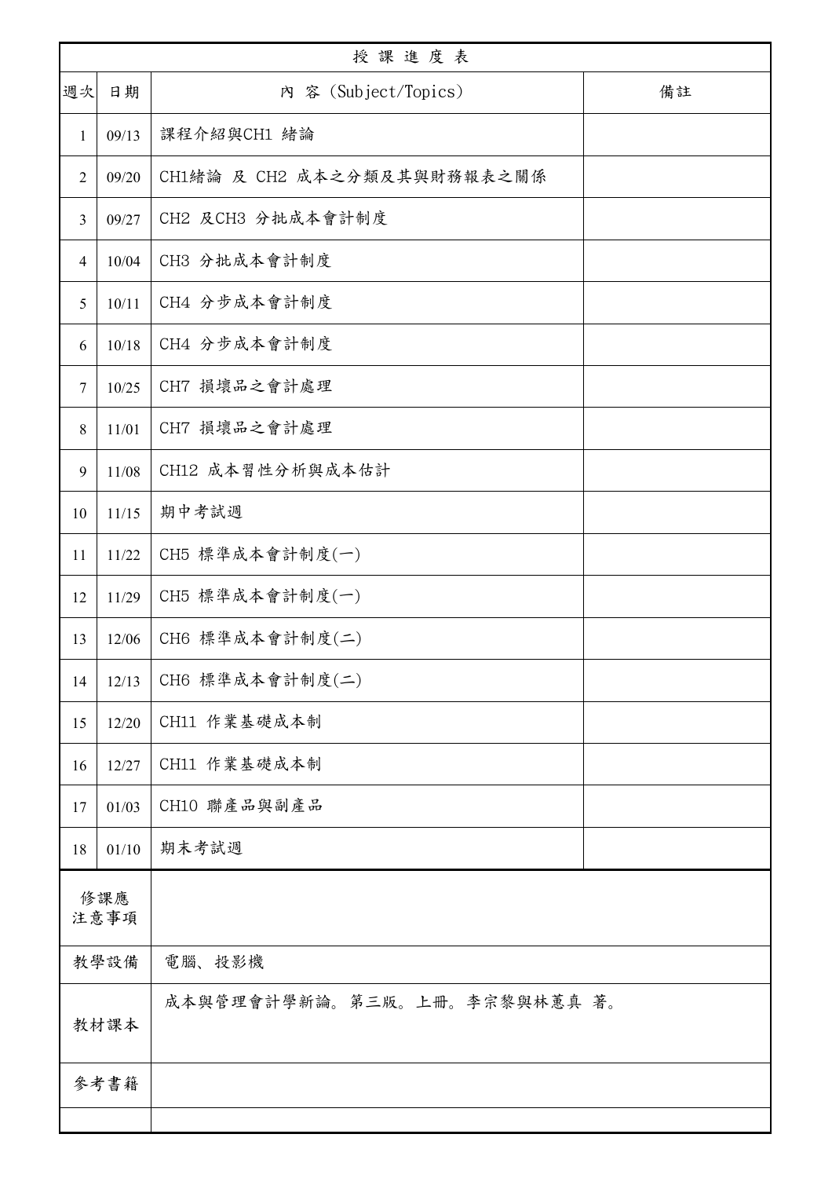## 授課進度表

| 週次 | 日期 | 內 容 (Subject/Topics) | 備註 |
|---|---|---|---|
| 1 | 09/13 | 課程介紹與CH1 緒論 | |
| 2 | 09/20 | CH1緒論 及 CH2 成本之分類及其與財務報表之關係 | |
| 3 | 09/27 | CH2 及CH3 分批成本會計制度 | |
| 4 | 10/04 | CH3 分批成本會計制度 | |
| 5 | 10/11 | CH4 分步成本會計制度 | |
| 6 | 10/18 | CH4 分步成本會計制度 | |
| 7 | 10/25 | CH7 損壞品之會計處理 | |
| 8 | 11/01 | CH7 損壞品之會計處理 | |
| 9 | 11/08 | CH12 成本習性分析與成本估計 | |
| 10 | 11/15 | 期中考試週 | |
| 11 | 11/22 | CH5 標準成本會計制度(一) | |
| 12 | 11/29 | CH5 標準成本會計制度(一) | |
| 13 | 12/06 | CH6 標準成本會計制度(二) | |
| 14 | 12/13 | CH6 標準成本會計制度(二) | |
| 15 | 12/20 | CH11 作業基礎成本制 | |
| 16 | 12/27 | CH11 作業基礎成本制 | |
| 17 | 01/03 | CH10 聯產品與副產品 | |
| 18 | 01/10 | 期末考試週 | |

| 項目 | 內容 |
|---|---|
| 修課應注意事項 | |
| 教學設備 | 電腦、投影機 |
| 教材課本 | 成本與管理會計學新論。第三版。上冊。李宗黎與林蕙真 著。 |
| 參考書籍 | |
| | |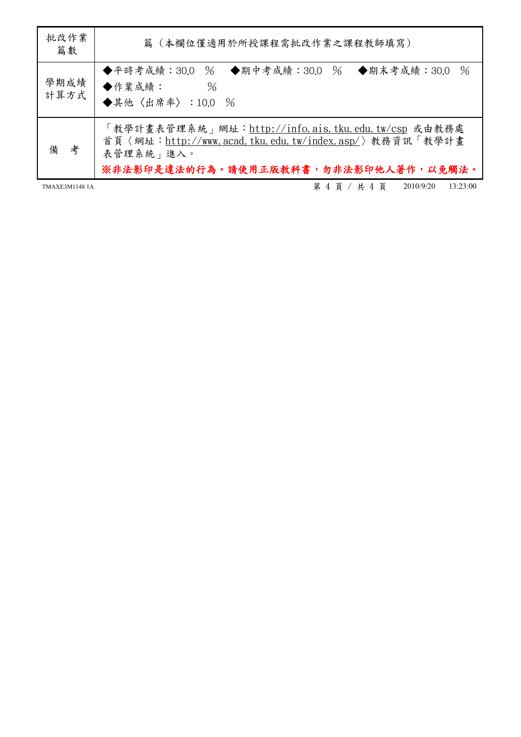| | |
|---|---|
| 批改作業篇數 | 篇（本欄位僅適用於所授課程需批改作業之課程教師填寫） |
| 學期成績計算方式 | ◆平時考成績：30.0 ％ ◆期中考成績：30.0 ％ ◆期末考成績：30.0 ％<br>◆作業成績： ％<br>◆其他〈出席率〉：10.0 ％ |
| 備　考 | 「教學計畫表管理系統」網址：http://info.ais.tku.edu.tw/csp 或由教務處首頁〈網址：http://www.acad.tku.edu.tw/index.asp/〉教務資訊「教學計畫表管理系統」進入。<br>**※非法影印是違法的行為。請使用正版教科書，勿非法影印他人著作，以免觸法。** |

TMAXE3M1148 1A　　2010/9/20　13:23:00